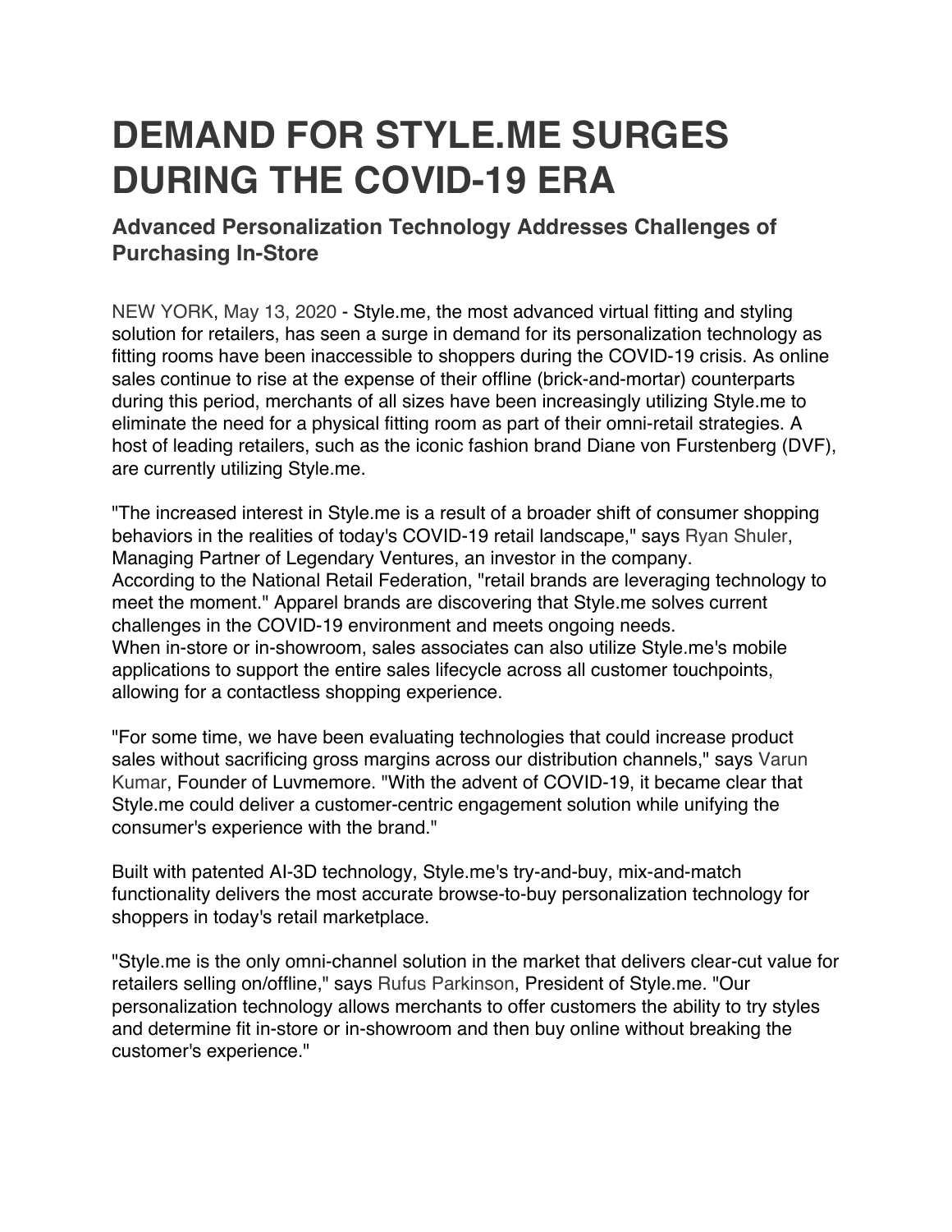# DEMAND FOR STYLE.ME SURGES DURING THE COVID-19 ERA

## Advanced Personalization Technology Addresses Challenges of Purchasing In-Store

NEW YORK, May 13, 2020 - Style.me, the most advanced virtual fitting and styling solution for retailers, has seen a surge in demand for its personalization technology as fitting rooms have been inaccessible to shoppers during the COVID-19 crisis. As online sales continue to rise at the expense of their offline (brick-and-mortar) counterparts during this period, merchants of all sizes have been increasingly utilizing Style.me to eliminate the need for a physical fitting room as part of their omni-retail strategies. A host of leading retailers, such as the iconic fashion brand Diane von Furstenberg (DVF), are currently utilizing Style.me.

"The increased interest in Style.me is a result of a broader shift of consumer shopping behaviors in the realities of today's COVID-19 retail landscape," says Ryan Shuler, Managing Partner of Legendary Ventures, an investor in the company.
According to the National Retail Federation, "retail brands are leveraging technology to meet the moment." Apparel brands are discovering that Style.me solves current challenges in the COVID-19 environment and meets ongoing needs.
When in-store or in-showroom, sales associates can also utilize Style.me's mobile applications to support the entire sales lifecycle across all customer touchpoints, allowing for a contactless shopping experience.

"For some time, we have been evaluating technologies that could increase product sales without sacrificing gross margins across our distribution channels," says Varun Kumar, Founder of Luvmemore. "With the advent of COVID-19, it became clear that Style.me could deliver a customer-centric engagement solution while unifying the consumer's experience with the brand."

Built with patented AI-3D technology, Style.me's try-and-buy, mix-and-match functionality delivers the most accurate browse-to-buy personalization technology for shoppers in today's retail marketplace.

"Style.me is the only omni-channel solution in the market that delivers clear-cut value for retailers selling on/offline," says Rufus Parkinson, President of Style.me. "Our personalization technology allows merchants to offer customers the ability to try styles and determine fit in-store or in-showroom and then buy online without breaking the customer's experience."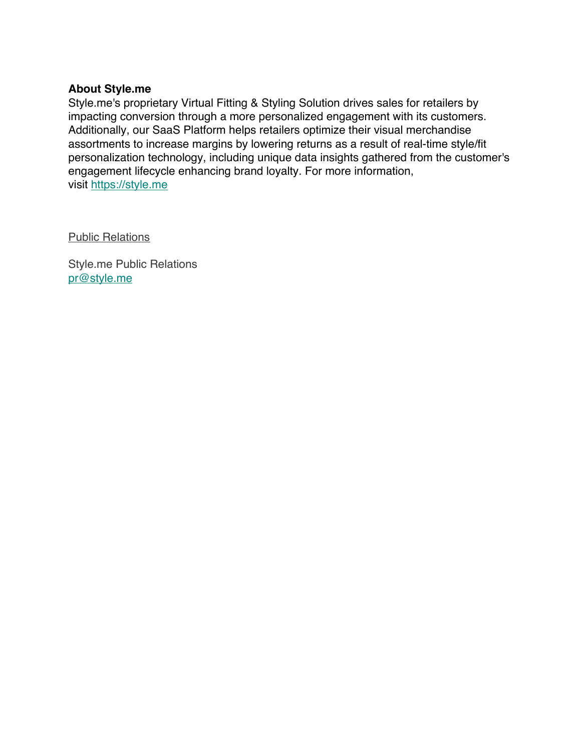**About Style.me**

Style.me's proprietary Virtual Fitting & Styling Solution drives sales for retailers by impacting conversion through a more personalized engagement with its customers. Additionally, our SaaS Platform helps retailers optimize their visual merchandise assortments to increase margins by lowering returns as a result of real-time style/fit personalization technology, including unique data insights gathered from the customer's engagement lifecycle enhancing brand loyalty. For more information, visit https://style.me

Public Relations

Style.me Public Relations
pr@style.me